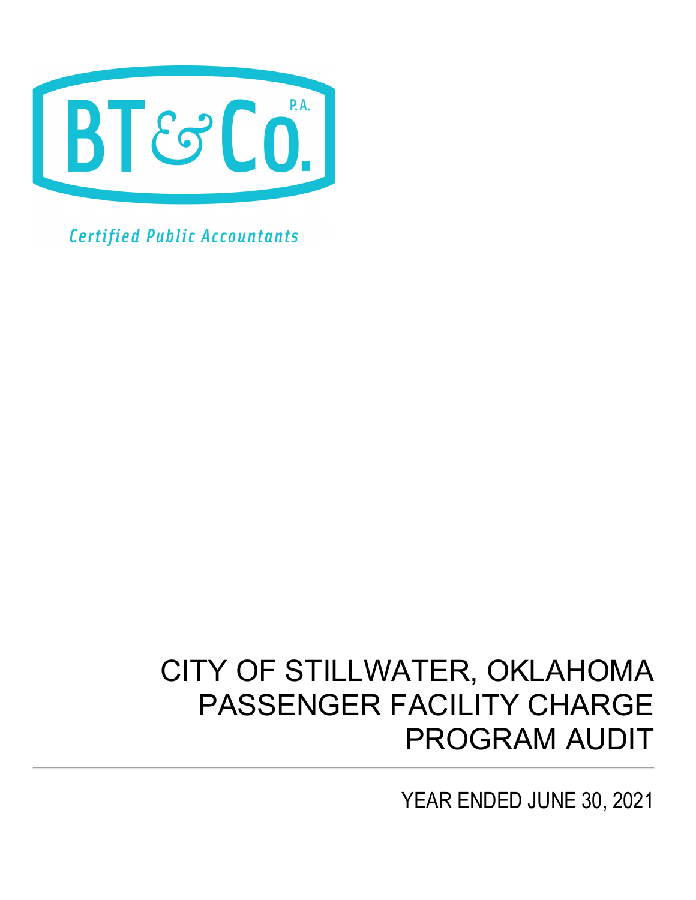BT&Co. P.A.

Certified Public Accountants

# CITY OF STILLWATER, OKLAHOMA
# PASSENGER FACILITY CHARGE
# PROGRAM AUDIT

YEAR ENDED JUNE 30, 2021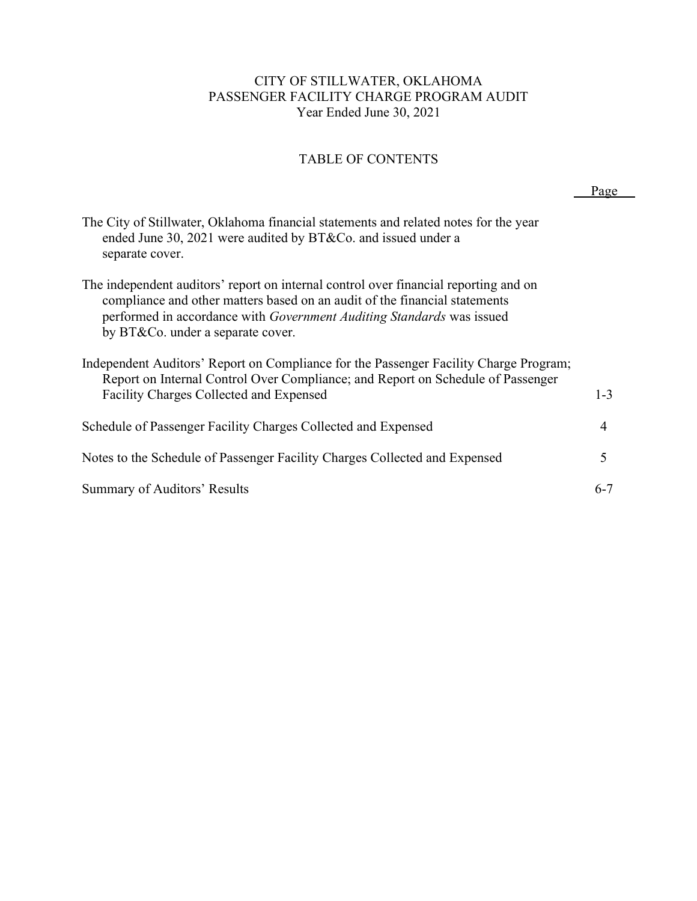# CITY OF STILLWATER, OKLAHOMA
## PASSENGER FACILITY CHARGE PROGRAM AUDIT
### Year Ended June 30, 2021

## TABLE OF CONTENTS

| | Page |
|---|---|
| The City of Stillwater, Oklahoma financial statements and related notes for the year ended June 30, 2021 were audited by BT&Co. and issued under a separate cover. | |
| The independent auditors' report on internal control over financial reporting and on compliance and other matters based on an audit of the financial statements performed in accordance with *Government Auditing Standards* was issued by BT&Co. under a separate cover. | |
| Independent Auditors' Report on Compliance for the Passenger Facility Charge Program; Report on Internal Control Over Compliance; and Report on Schedule of Passenger Facility Charges Collected and Expensed | 1-3 |
| Schedule of Passenger Facility Charges Collected and Expensed | 4 |
| Notes to the Schedule of Passenger Facility Charges Collected and Expensed | 5 |
| Summary of Auditors' Results | 6-7 |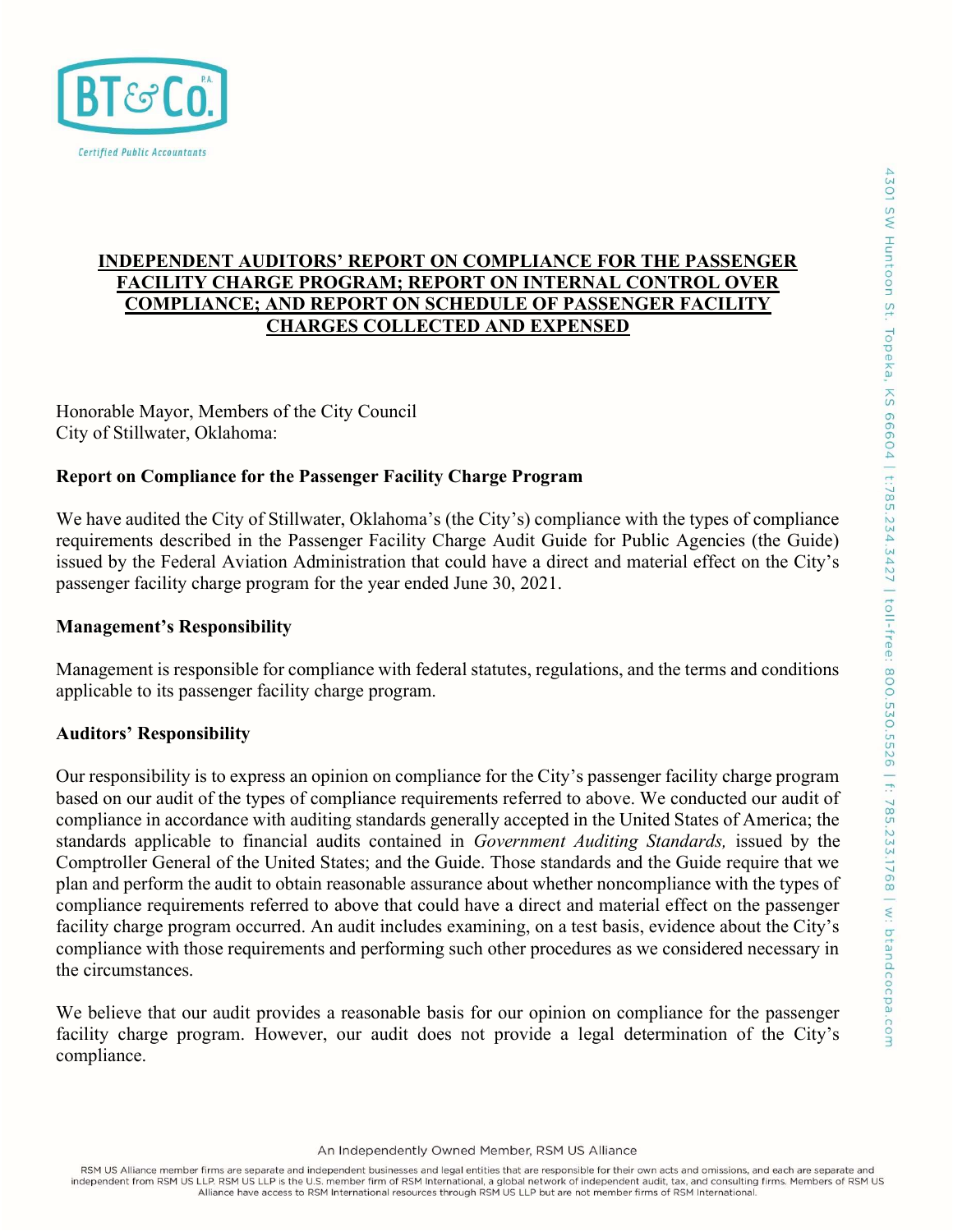## INDEPENDENT AUDITORS' REPORT ON COMPLIANCE FOR THE PASSENGER FACILITY CHARGE PROGRAM; REPORT ON INTERNAL CONTROL OVER COMPLIANCE; AND REPORT ON SCHEDULE OF PASSENGER FACILITY CHARGES COLLECTED AND EXPENSED

Honorable Mayor, Members of the City Council
City of Stillwater, Oklahoma:

### Report on Compliance for the Passenger Facility Charge Program

We have audited the City of Stillwater, Oklahoma's (the City's) compliance with the types of compliance requirements described in the Passenger Facility Charge Audit Guide for Public Agencies (the Guide) issued by the Federal Aviation Administration that could have a direct and material effect on the City's passenger facility charge program for the year ended June 30, 2021.

### Management's Responsibility

Management is responsible for compliance with federal statutes, regulations, and the terms and conditions applicable to its passenger facility charge program.

### Auditors' Responsibility

Our responsibility is to express an opinion on compliance for the City's passenger facility charge program based on our audit of the types of compliance requirements referred to above. We conducted our audit of compliance in accordance with auditing standards generally accepted in the United States of America; the standards applicable to financial audits contained in *Government Auditing Standards,* issued by the Comptroller General of the United States; and the Guide. Those standards and the Guide require that we plan and perform the audit to obtain reasonable assurance about whether noncompliance with the types of compliance requirements referred to above that could have a direct and material effect on the passenger facility charge program occurred. An audit includes examining, on a test basis, evidence about the City's compliance with those requirements and performing such other procedures as we considered necessary in the circumstances.

We believe that our audit provides a reasonable basis for our opinion on compliance for the passenger facility charge program. However, our audit does not provide a legal determination of the City's compliance.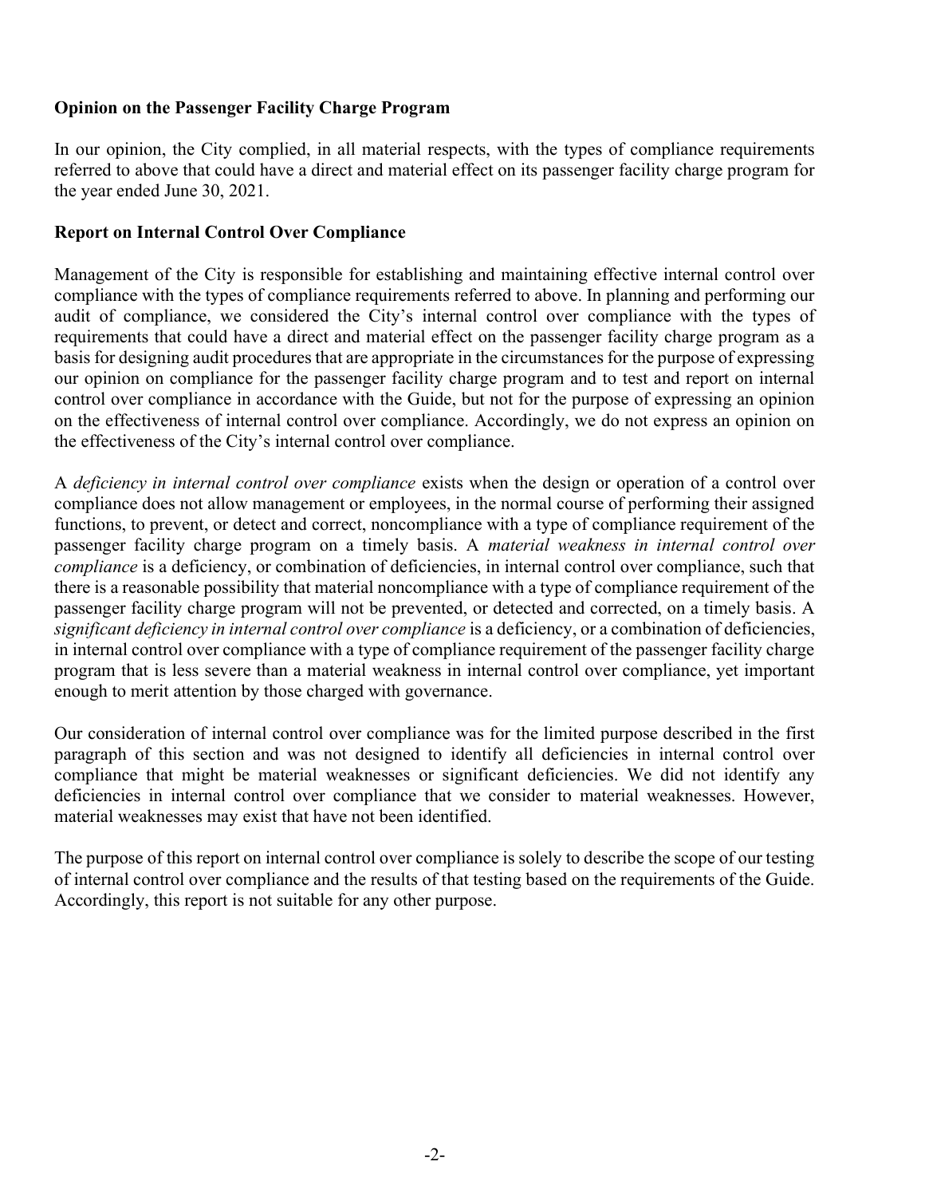**Opinion on the Passenger Facility Charge Program**

In our opinion, the City complied, in all material respects, with the types of compliance requirements referred to above that could have a direct and material effect on its passenger facility charge program for the year ended June 30, 2021.

**Report on Internal Control Over Compliance**

Management of the City is responsible for establishing and maintaining effective internal control over compliance with the types of compliance requirements referred to above. In planning and performing our audit of compliance, we considered the City's internal control over compliance with the types of requirements that could have a direct and material effect on the passenger facility charge program as a basis for designing audit procedures that are appropriate in the circumstances for the purpose of expressing our opinion on compliance for the passenger facility charge program and to test and report on internal control over compliance in accordance with the Guide, but not for the purpose of expressing an opinion on the effectiveness of internal control over compliance. Accordingly, we do not express an opinion on the effectiveness of the City's internal control over compliance.

A *deficiency in internal control over compliance* exists when the design or operation of a control over compliance does not allow management or employees, in the normal course of performing their assigned functions, to prevent, or detect and correct, noncompliance with a type of compliance requirement of the passenger facility charge program on a timely basis. A *material weakness in internal control over compliance* is a deficiency, or combination of deficiencies, in internal control over compliance, such that there is a reasonable possibility that material noncompliance with a type of compliance requirement of the passenger facility charge program will not be prevented, or detected and corrected, on a timely basis. A *significant deficiency in internal control over compliance* is a deficiency, or a combination of deficiencies, in internal control over compliance with a type of compliance requirement of the passenger facility charge program that is less severe than a material weakness in internal control over compliance, yet important enough to merit attention by those charged with governance.

Our consideration of internal control over compliance was for the limited purpose described in the first paragraph of this section and was not designed to identify all deficiencies in internal control over compliance that might be material weaknesses or significant deficiencies. We did not identify any deficiencies in internal control over compliance that we consider to material weaknesses. However, material weaknesses may exist that have not been identified.

The purpose of this report on internal control over compliance is solely to describe the scope of our testing of internal control over compliance and the results of that testing based on the requirements of the Guide. Accordingly, this report is not suitable for any other purpose.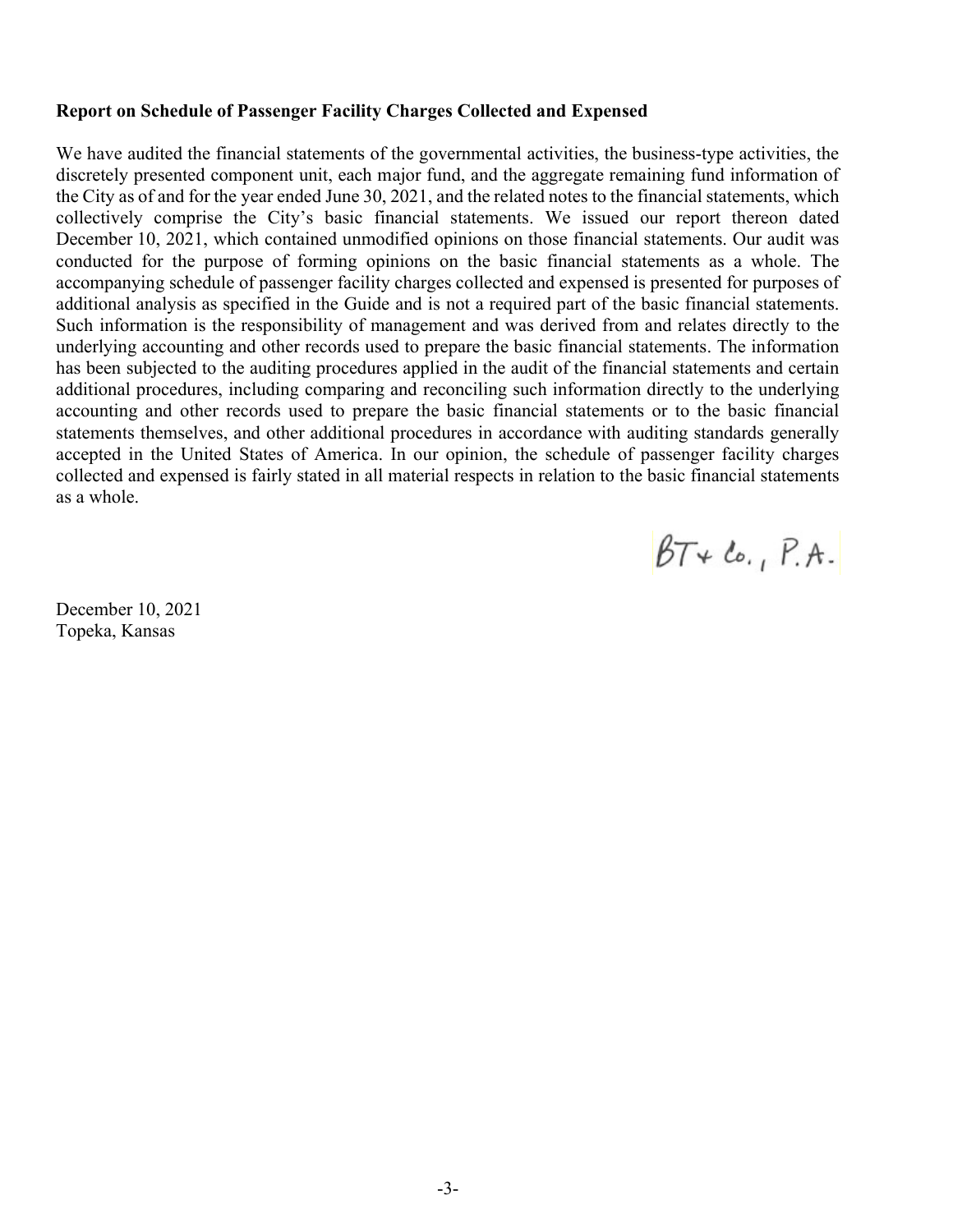**Report on Schedule of Passenger Facility Charges Collected and Expensed**

We have audited the financial statements of the governmental activities, the business-type activities, the discretely presented component unit, each major fund, and the aggregate remaining fund information of the City as of and for the year ended June 30, 2021, and the related notes to the financial statements, which collectively comprise the City's basic financial statements. We issued our report thereon dated December 10, 2021, which contained unmodified opinions on those financial statements. Our audit was conducted for the purpose of forming opinions on the basic financial statements as a whole. The accompanying schedule of passenger facility charges collected and expensed is presented for purposes of additional analysis as specified in the Guide and is not a required part of the basic financial statements. Such information is the responsibility of management and was derived from and relates directly to the underlying accounting and other records used to prepare the basic financial statements. The information has been subjected to the auditing procedures applied in the audit of the financial statements and certain additional procedures, including comparing and reconciling such information directly to the underlying accounting and other records used to prepare the basic financial statements or to the basic financial statements themselves, and other additional procedures in accordance with auditing standards generally accepted in the United States of America. In our opinion, the schedule of passenger facility charges collected and expensed is fairly stated in all material respects in relation to the basic financial statements as a whole.

BT & Co., P.A.

December 10, 2021
Topeka, Kansas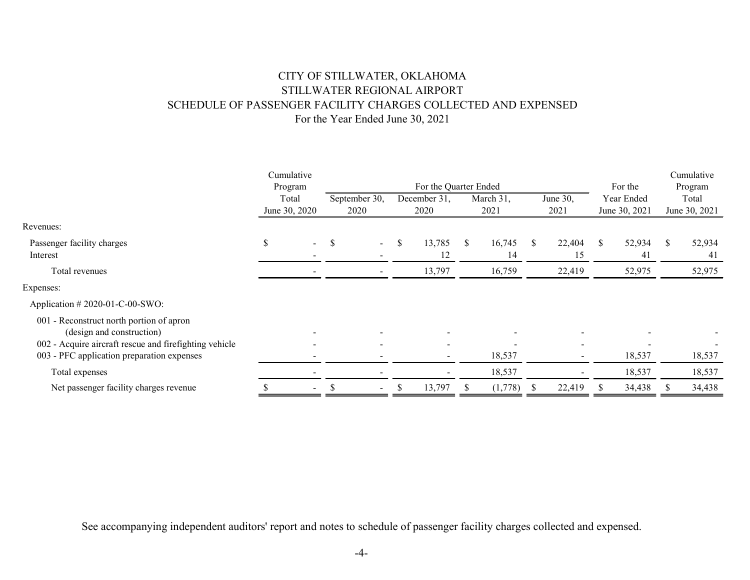# CITY OF STILLWATER, OKLAHOMA
## STILLWATER REGIONAL AIRPORT
## SCHEDULE OF PASSENGER FACILITY CHARGES COLLECTED AND EXPENSED
### For the Year Ended June 30, 2021

| | Cumulative Program Total June 30, 2020 | For the Quarter Ended September 30, 2020 | December 31, 2020 | March 31, 2021 | June 30, 2021 | For the Year Ended June 30, 2021 | Cumulative Program Total June 30, 2021 |
|---|---|---|---|---|---|---|---|
| **Revenues:** | | | | | | | |
| Passenger facility charges | $ - | $ - | $ 13,785 | $ 16,745 | $ 22,404 | $ 52,934 | $ 52,934 |
| Interest | - | - | 12 | 14 | 15 | 41 | 41 |
| Total revenues | - | - | 13,797 | 16,759 | 22,419 | 52,975 | 52,975 |
| **Expenses:** | | | | | | | |
| Application # 2020-01-C-00-SWO: | | | | | | | |
| 001 - Reconstruct north portion of apron (design and construction) | - | - | - | - | - | - | - |
| 002 - Acquire aircraft rescue and firefighting vehicle | - | - | - | - | - | - | - |
| 003 - PFC application preparation expenses | - | - | - | 18,537 | - | 18,537 | 18,537 |
| Total expenses | - | - | - | 18,537 | - | 18,537 | 18,537 |
| Net passenger facility charges revenue | $ - | $ - | $ 13,797 | $ (1,778) | $ 22,419 | $ 34,438 | $ 34,438 |

See accompanying independent auditors' report and notes to schedule of passenger facility charges collected and expensed.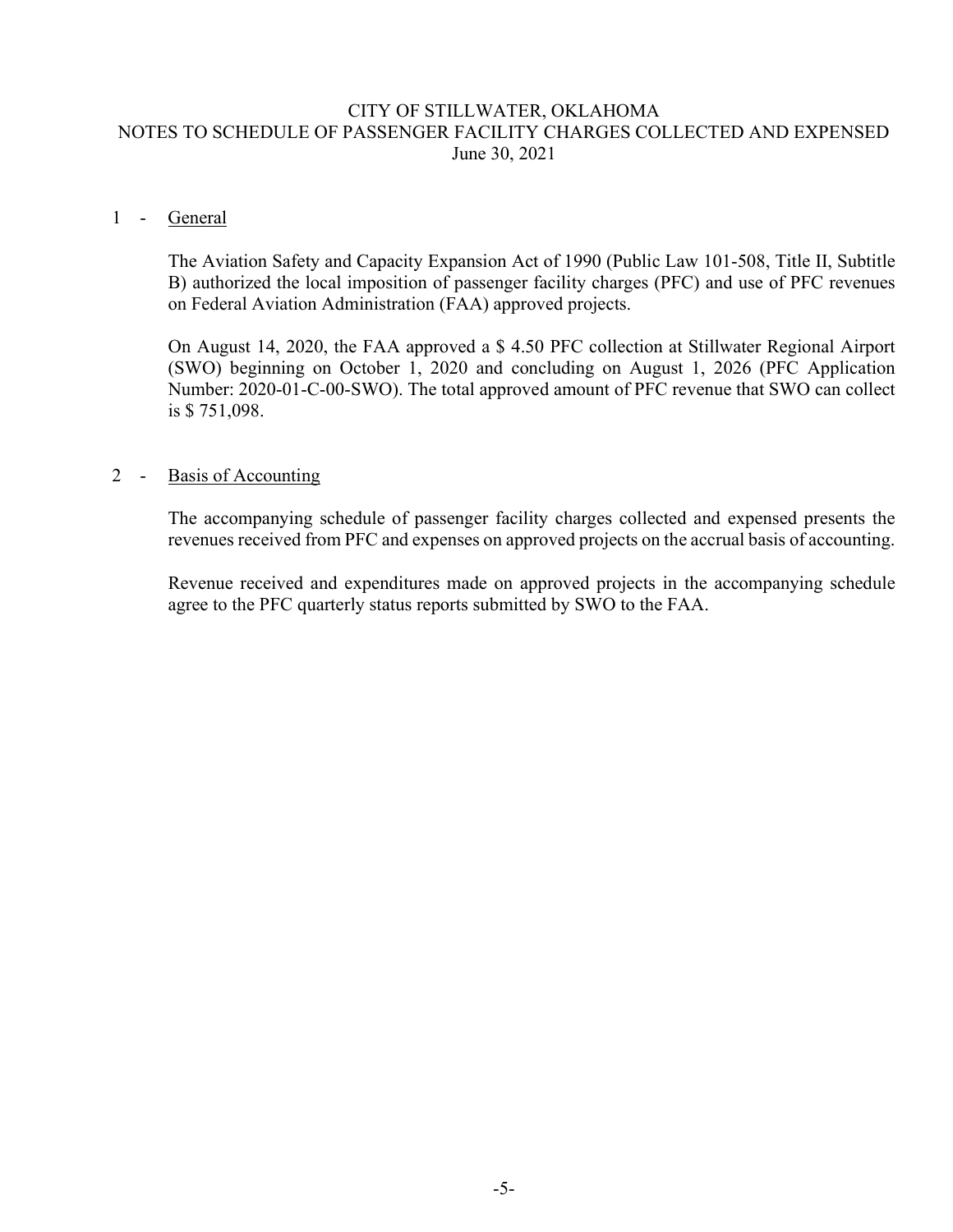# CITY OF STILLWATER, OKLAHOMA
## NOTES TO SCHEDULE OF PASSENGER FACILITY CHARGES COLLECTED AND EXPENSED
June 30, 2021

### 1 - General

The Aviation Safety and Capacity Expansion Act of 1990 (Public Law 101-508, Title II, Subtitle B) authorized the local imposition of passenger facility charges (PFC) and use of PFC revenues on Federal Aviation Administration (FAA) approved projects.

On August 14, 2020, the FAA approved a $ 4.50 PFC collection at Stillwater Regional Airport (SWO) beginning on October 1, 2020 and concluding on August 1, 2026 (PFC Application Number: 2020-01-C-00-SWO). The total approved amount of PFC revenue that SWO can collect is $ 751,098.

### 2 - Basis of Accounting

The accompanying schedule of passenger facility charges collected and expensed presents the revenues received from PFC and expenses on approved projects on the accrual basis of accounting.

Revenue received and expenditures made on approved projects in the accompanying schedule agree to the PFC quarterly status reports submitted by SWO to the FAA.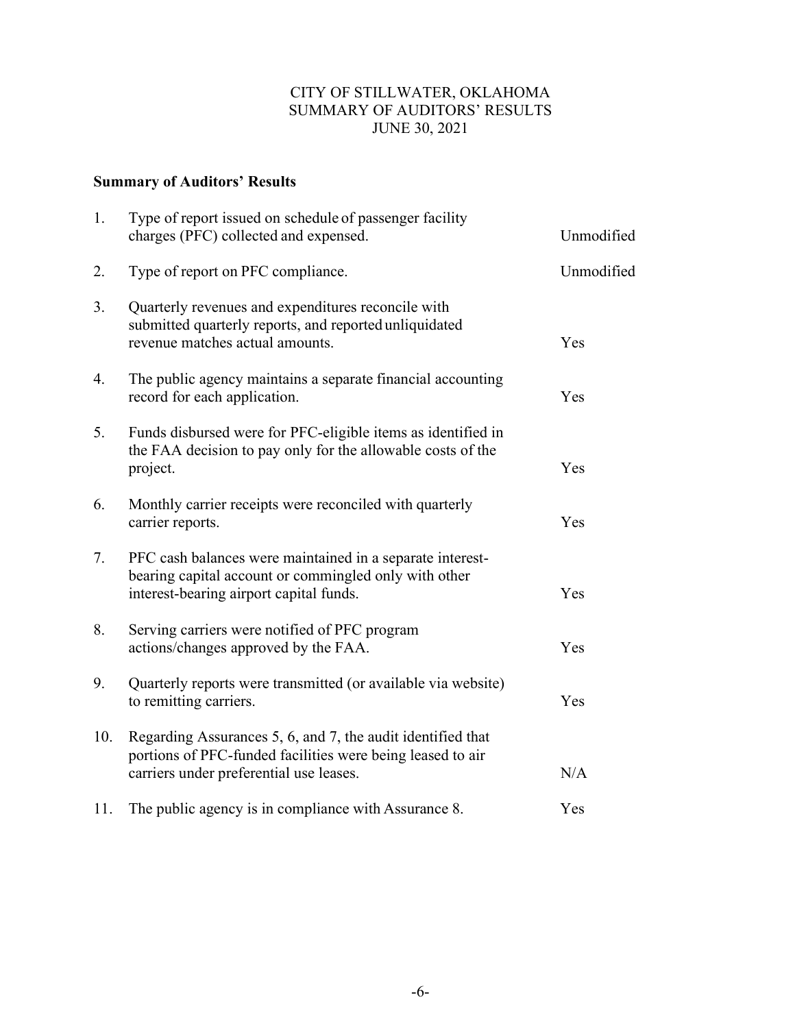CITY OF STILLWATER, OKLAHOMA
SUMMARY OF AUDITORS' RESULTS
JUNE 30, 2021

**Summary of Auditors' Results**

| | | |
|---|---|---|
| 1. | Type of report issued on schedule of passenger facility charges (PFC) collected and expensed. | Unmodified |
| 2. | Type of report on PFC compliance. | Unmodified |
| 3. | Quarterly revenues and expenditures reconcile with submitted quarterly reports, and reported unliquidated revenue matches actual amounts. | Yes |
| 4. | The public agency maintains a separate financial accounting record for each application. | Yes |
| 5. | Funds disbursed were for PFC-eligible items as identified in the FAA decision to pay only for the allowable costs of the project. | Yes |
| 6. | Monthly carrier receipts were reconciled with quarterly carrier reports. | Yes |
| 7. | PFC cash balances were maintained in a separate interest-bearing capital account or commingled only with other interest-bearing airport capital funds. | Yes |
| 8. | Serving carriers were notified of PFC program actions/changes approved by the FAA. | Yes |
| 9. | Quarterly reports were transmitted (or available via website) to remitting carriers. | Yes |
| 10. | Regarding Assurances 5, 6, and 7, the audit identified that portions of PFC-funded facilities were being leased to air carriers under preferential use leases. | N/A |
| 11. | The public agency is in compliance with Assurance 8. | Yes |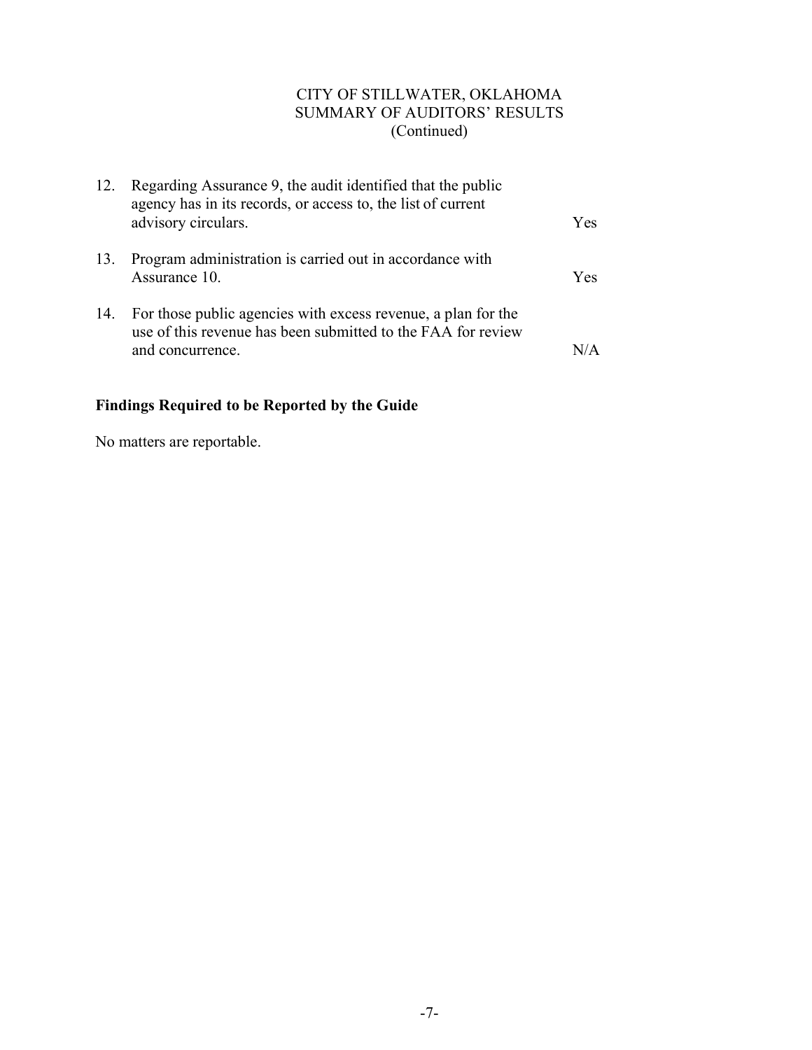CITY OF STILLWATER, OKLAHOMA
SUMMARY OF AUDITORS' RESULTS
(Continued)

| | | |
|---|---|---|
| 12. | Regarding Assurance 9, the audit identified that the public agency has in its records, or access to, the list of current advisory circulars. | Yes |
| 13. | Program administration is carried out in accordance with Assurance 10. | Yes |
| 14. | For those public agencies with excess revenue, a plan for the use of this revenue has been submitted to the FAA for review and concurrence. | N/A |

**Findings Required to be Reported by the Guide**

No matters are reportable.